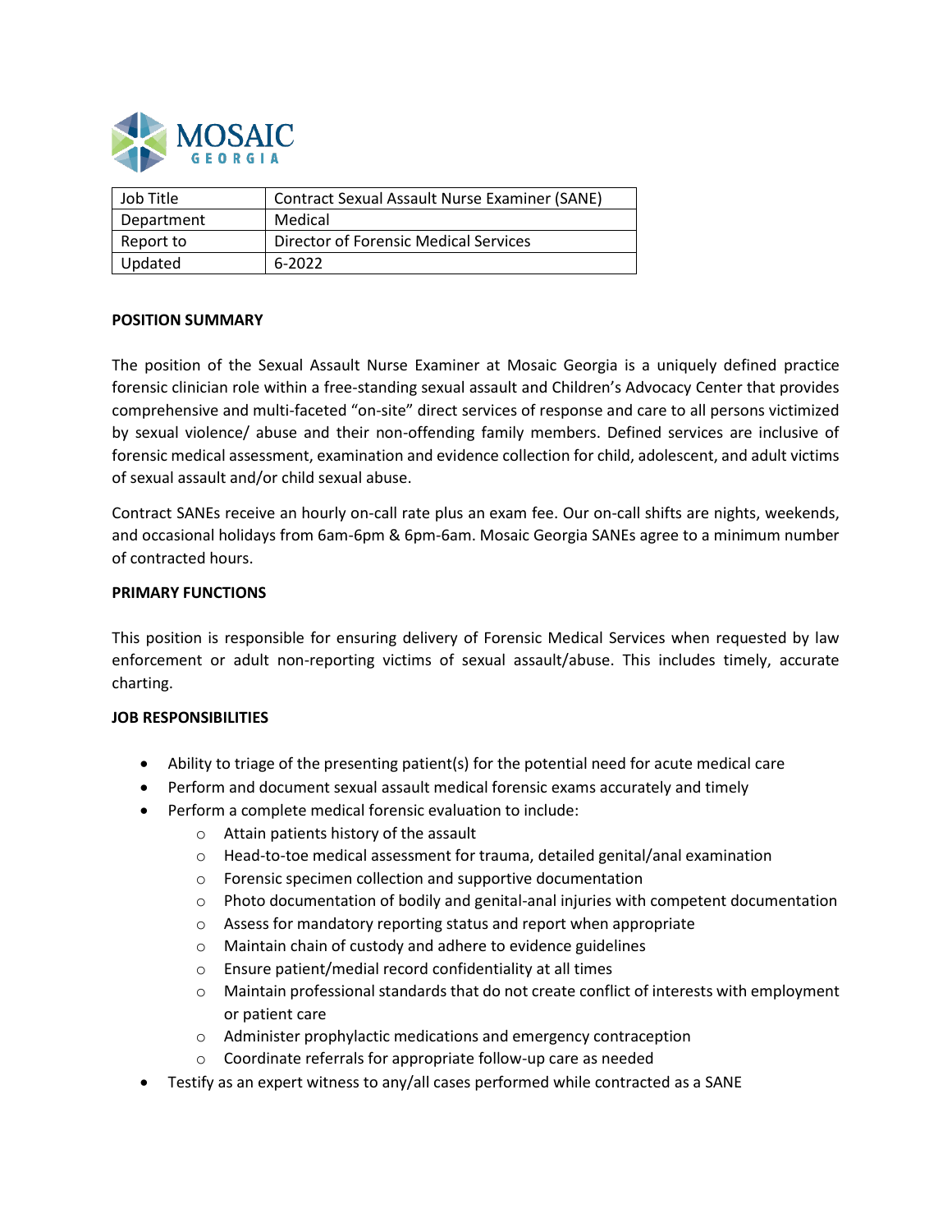MOSAIC GEORGIA

| Job Title | Contract Sexual Assault Nurse Examiner (SANE) |
|---|---|
| Department | Medical |
| Report to | Director of Forensic Medical Services |
| Updated | 6-2022 |

**POSITION SUMMARY**

The position of the Sexual Assault Nurse Examiner at Mosaic Georgia is a uniquely defined practice forensic clinician role within a free-standing sexual assault and Children's Advocacy Center that provides comprehensive and multi-faceted "on-site" direct services of response and care to all persons victimized by sexual violence/ abuse and their non-offending family members. Defined services are inclusive of forensic medical assessment, examination and evidence collection for child, adolescent, and adult victims of sexual assault and/or child sexual abuse.

Contract SANEs receive an hourly on-call rate plus an exam fee. Our on-call shifts are nights, weekends, and occasional holidays from 6am-6pm & 6pm-6am. Mosaic Georgia SANEs agree to a minimum number of contracted hours.

**PRIMARY FUNCTIONS**

This position is responsible for ensuring delivery of Forensic Medical Services when requested by law enforcement or adult non-reporting victims of sexual assault/abuse. This includes timely, accurate charting.

**JOB RESPONSIBILITIES**

- Ability to triage of the presenting patient(s) for the potential need for acute medical care
- Perform and document sexual assault medical forensic exams accurately and timely
- Perform a complete medical forensic evaluation to include:
  - Attain patients history of the assault
  - Head-to-toe medical assessment for trauma, detailed genital/anal examination
  - Forensic specimen collection and supportive documentation
  - Photo documentation of bodily and genital-anal injuries with competent documentation
  - Assess for mandatory reporting status and report when appropriate
  - Maintain chain of custody and adhere to evidence guidelines
  - Ensure patient/medial record confidentiality at all times
  - Maintain professional standards that do not create conflict of interests with employment or patient care
  - Administer prophylactic medications and emergency contraception
  - Coordinate referrals for appropriate follow-up care as needed
- Testify as an expert witness to any/all cases performed while contracted as a SANE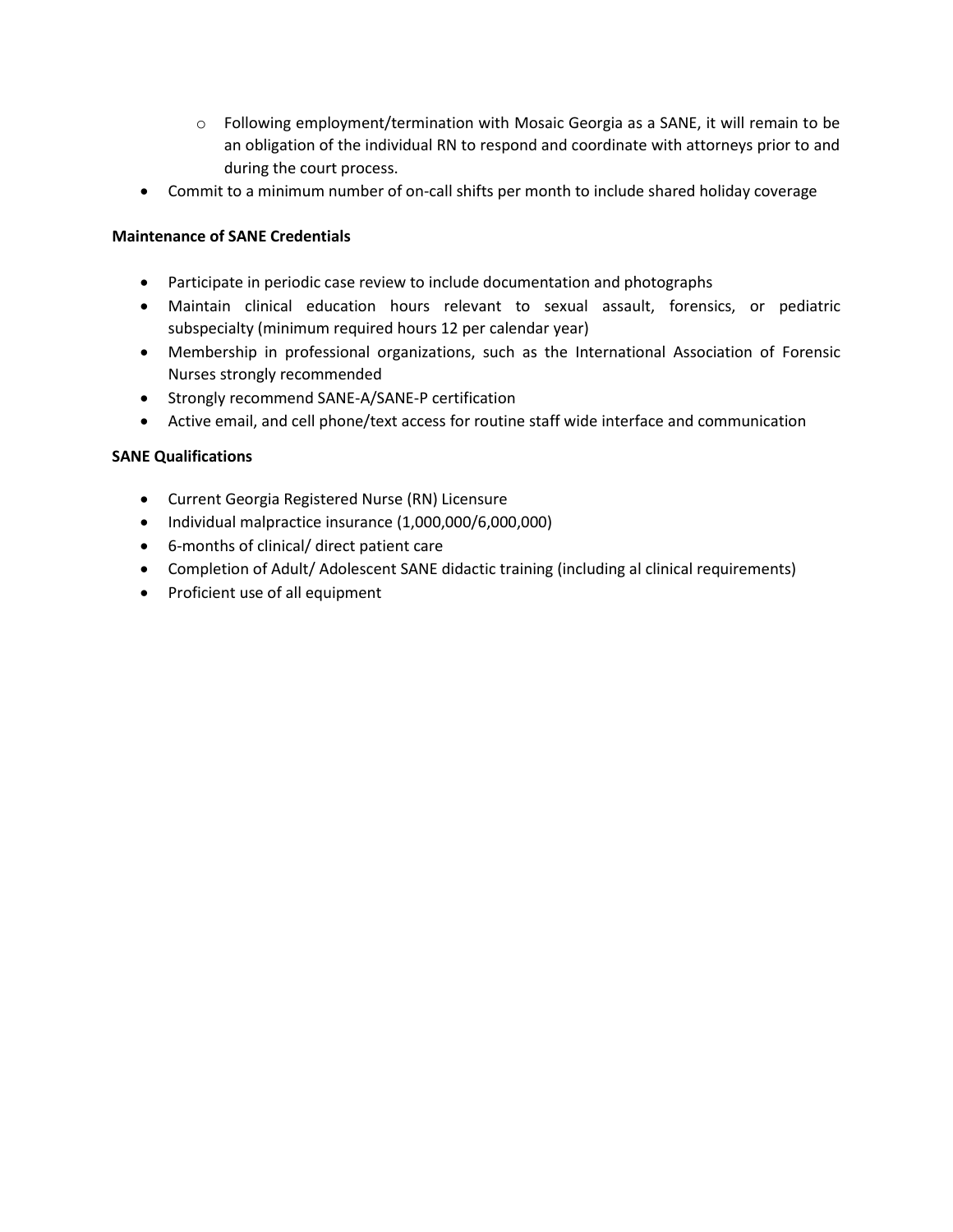- Following employment/termination with Mosaic Georgia as a SANE, it will remain to be an obligation of the individual RN to respond and coordinate with attorneys prior to and during the court process.
- Commit to a minimum number of on-call shifts per month to include shared holiday coverage

**Maintenance of SANE Credentials**

- Participate in periodic case review to include documentation and photographs
- Maintain clinical education hours relevant to sexual assault, forensics, or pediatric subspecialty (minimum required hours 12 per calendar year)
- Membership in professional organizations, such as the International Association of Forensic Nurses strongly recommended
- Strongly recommend SANE-A/SANE-P certification
- Active email, and cell phone/text access for routine staff wide interface and communication

**SANE Qualifications**

- Current Georgia Registered Nurse (RN) Licensure
- Individual malpractice insurance (1,000,000/6,000,000)
- 6-months of clinical/ direct patient care
- Completion of Adult/ Adolescent SANE didactic training (including al clinical requirements)
- Proficient use of all equipment